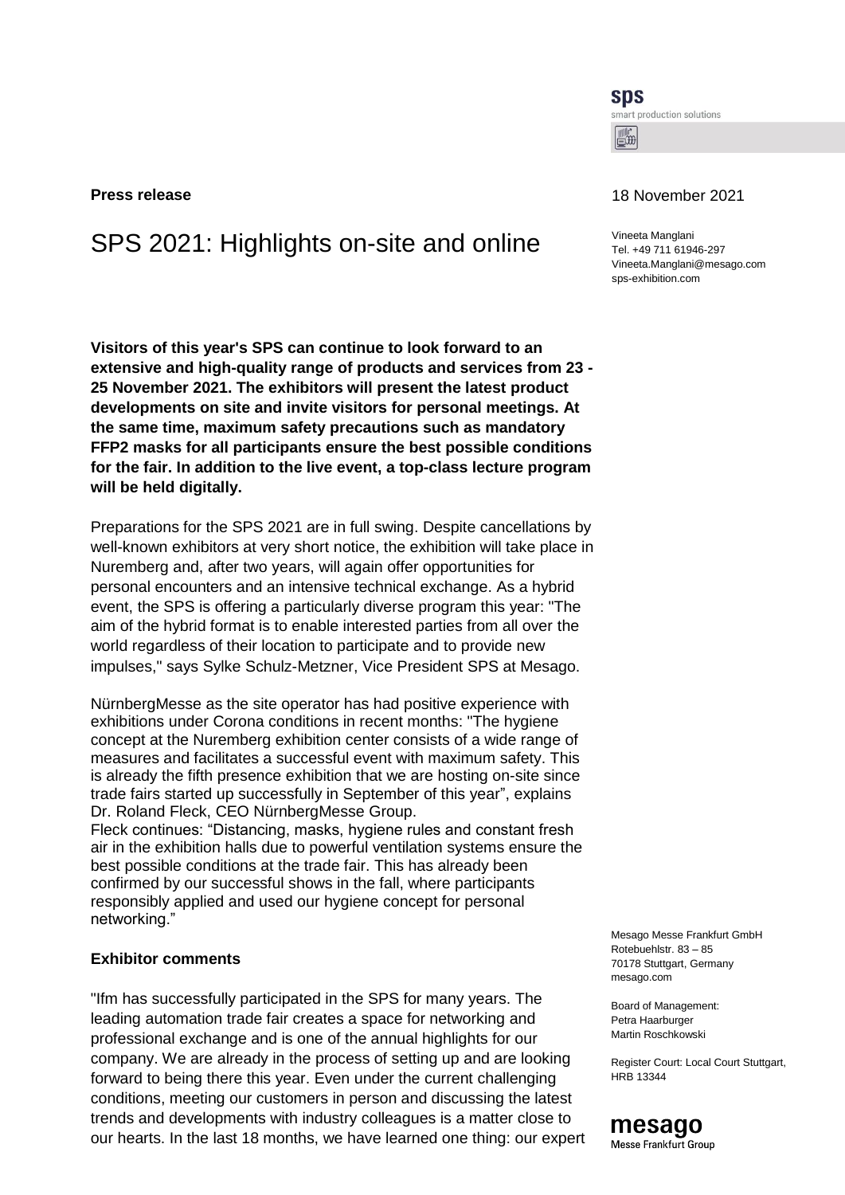**Press release**

18 November 2021

# SPS 2021: Highlights on-site and online

Vineeta Manglani
Tel. +49 711 61946-297
Vineeta.Manglani@mesago.com
sps-exhibition.com

**Visitors of this year's SPS can continue to look forward to an extensive and high-quality range of products and services from 23 - 25 November 2021. The exhibitors will present the latest product developments on site and invite visitors for personal meetings. At the same time, maximum safety precautions such as mandatory FFP2 masks for all participants ensure the best possible conditions for the fair. In addition to the live event, a top-class lecture program will be held digitally.**

Preparations for the SPS 2021 are in full swing. Despite cancellations by well-known exhibitors at very short notice, the exhibition will take place in Nuremberg and, after two years, will again offer opportunities for personal encounters and an intensive technical exchange. As a hybrid event, the SPS is offering a particularly diverse program this year: "The aim of the hybrid format is to enable interested parties from all over the world regardless of their location to participate and to provide new impulses," says Sylke Schulz-Metzner, Vice President SPS at Mesago.

NürnbergMesse as the site operator has had positive experience with exhibitions under Corona conditions in recent months: "The hygiene concept at the Nuremberg exhibition center consists of a wide range of measures and facilitates a successful event with maximum safety. This is already the fifth presence exhibition that we are hosting on-site since trade fairs started up successfully in September of this year", explains Dr. Roland Fleck, CEO NürnbergMesse Group.
Fleck continues: "Distancing, masks, hygiene rules and constant fresh air in the exhibition halls due to powerful ventilation systems ensure the best possible conditions at the trade fair. This has already been confirmed by our successful shows in the fall, where participants responsibly applied and used our hygiene concept for personal networking."

## Exhibitor comments

"Ifm has successfully participated in the SPS for many years. The leading automation trade fair creates a space for networking and professional exchange and is one of the annual highlights for our company. We are already in the process of setting up and are looking forward to being there this year. Even under the current challenging conditions, meeting our customers in person and discussing the latest trends and developments with industry colleagues is a matter close to our hearts. In the last 18 months, we have learned one thing: our expert

Mesago Messe Frankfurt GmbH
Rotebuehlstr. 83 – 85
70178 Stuttgart, Germany
mesago.com

Board of Management:
Petra Haarburger
Martin Roschkowski

Register Court: Local Court Stuttgart, HRB 13344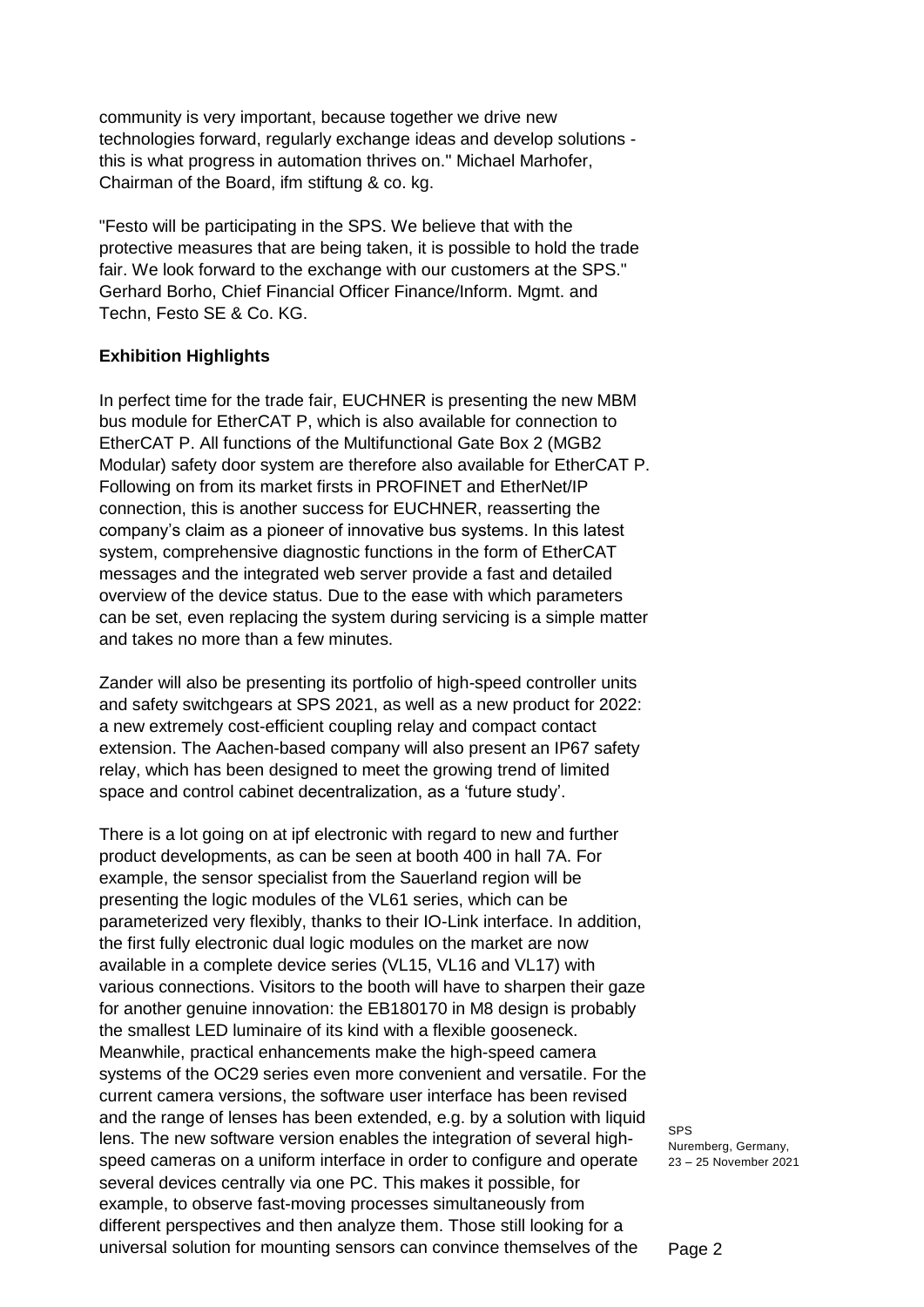community is very important, because together we drive new technologies forward, regularly exchange ideas and develop solutions - this is what progress in automation thrives on." Michael Marhofer, Chairman of the Board, ifm stiftung & co. kg.

"Festo will be participating in the SPS. We believe that with the protective measures that are being taken, it is possible to hold the trade fair. We look forward to the exchange with our customers at the SPS." Gerhard Borho, Chief Financial Officer Finance/Inform. Mgmt. and Techn, Festo SE & Co. KG.

**Exhibition Highlights**

In perfect time for the trade fair, EUCHNER is presenting the new MBM bus module for EtherCAT P, which is also available for connection to EtherCAT P. All functions of the Multifunctional Gate Box 2 (MGB2 Modular) safety door system are therefore also available for EtherCAT P. Following on from its market firsts in PROFINET and EtherNet/IP connection, this is another success for EUCHNER, reasserting the company's claim as a pioneer of innovative bus systems. In this latest system, comprehensive diagnostic functions in the form of EtherCAT messages and the integrated web server provide a fast and detailed overview of the device status. Due to the ease with which parameters can be set, even replacing the system during servicing is a simple matter and takes no more than a few minutes.

Zander will also be presenting its portfolio of high-speed controller units and safety switchgears at SPS 2021, as well as a new product for 2022: a new extremely cost-efficient coupling relay and compact contact extension. The Aachen-based company will also present an IP67 safety relay, which has been designed to meet the growing trend of limited space and control cabinet decentralization, as a 'future study'.

There is a lot going on at ipf electronic with regard to new and further product developments, as can be seen at booth 400 in hall 7A. For example, the sensor specialist from the Sauerland region will be presenting the logic modules of the VL61 series, which can be parameterized very flexibly, thanks to their IO-Link interface. In addition, the first fully electronic dual logic modules on the market are now available in a complete device series (VL15, VL16 and VL17) with various connections. Visitors to the booth will have to sharpen their gaze for another genuine innovation: the EB180170 in M8 design is probably the smallest LED luminaire of its kind with a flexible gooseneck. Meanwhile, practical enhancements make the high-speed camera systems of the OC29 series even more convenient and versatile. For the current camera versions, the software user interface has been revised and the range of lenses has been extended, e.g. by a solution with liquid lens. The new software version enables the integration of several high-speed cameras on a uniform interface in order to configure and operate several devices centrally via one PC. This makes it possible, for example, to observe fast-moving processes simultaneously from different perspectives and then analyze them. Those still looking for a universal solution for mounting sensors can convince themselves of the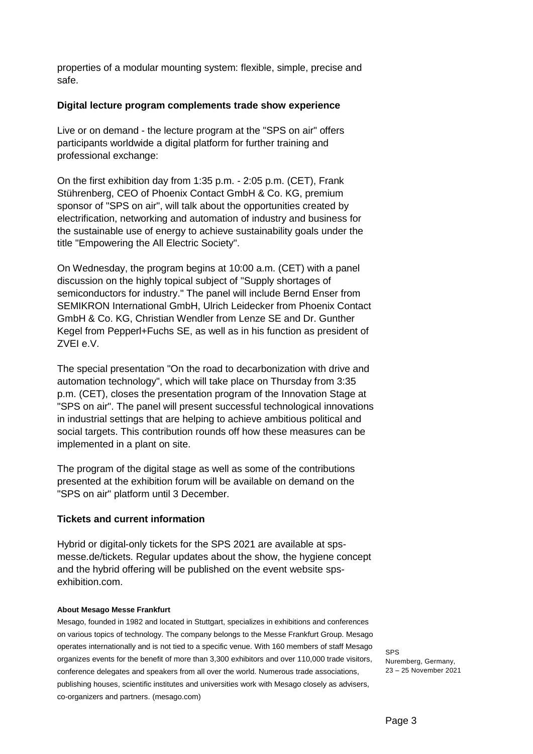properties of a modular mounting system: flexible, simple, precise and safe.

## Digital lecture program complements trade show experience

Live or on demand - the lecture program at the "SPS on air" offers participants worldwide a digital platform for further training and professional exchange:

On the first exhibition day from 1:35 p.m. - 2:05 p.m. (CET), Frank Stührenberg, CEO of Phoenix Contact GmbH & Co. KG, premium sponsor of "SPS on air", will talk about the opportunities created by electrification, networking and automation of industry and business for the sustainable use of energy to achieve sustainability goals under the title "Empowering the All Electric Society".

On Wednesday, the program begins at 10:00 a.m. (CET) with a panel discussion on the highly topical subject of "Supply shortages of semiconductors for industry." The panel will include Bernd Enser from SEMIKRON International GmbH, Ulrich Leidecker from Phoenix Contact GmbH & Co. KG, Christian Wendler from Lenze SE and Dr. Gunther Kegel from Pepperl+Fuchs SE, as well as in his function as president of ZVEI e.V.

The special presentation "On the road to decarbonization with drive and automation technology", which will take place on Thursday from 3:35 p.m. (CET), closes the presentation program of the Innovation Stage at "SPS on air". The panel will present successful technological innovations in industrial settings that are helping to achieve ambitious political and social targets. This contribution rounds off how these measures can be implemented in a plant on site.

The program of the digital stage as well as some of the contributions presented at the exhibition forum will be available on demand on the "SPS on air" platform until 3 December.

## Tickets and current information

Hybrid or digital-only tickets for the SPS 2021 are available at sps-messe.de/tickets. Regular updates about the show, the hygiene concept and the hybrid offering will be published on the event website sps-exhibition.com.

**About Mesago Messe Frankfurt**

Mesago, founded in 1982 and located in Stuttgart, specializes in exhibitions and conferences on various topics of technology. The company belongs to the Messe Frankfurt Group. Mesago operates internationally and is not tied to a specific venue. With 160 members of staff Mesago organizes events for the benefit of more than 3,300 exhibitors and over 110,000 trade visitors, conference delegates and speakers from all over the world. Numerous trade associations, publishing houses, scientific institutes and universities work with Mesago closely as advisers, co-organizers and partners. (mesago.com)

SPS
Nuremberg, Germany,
23 – 25 November 2021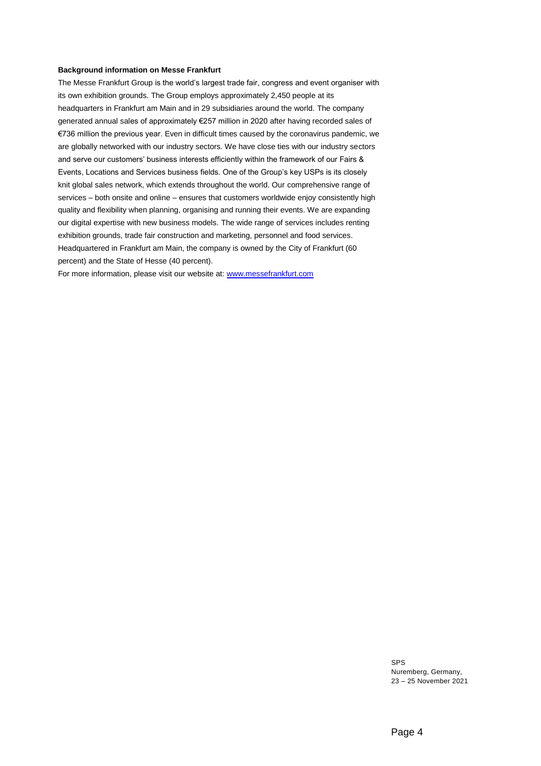**Background information on Messe Frankfurt**

The Messe Frankfurt Group is the world's largest trade fair, congress and event organiser with its own exhibition grounds. The Group employs approximately 2,450 people at its headquarters in Frankfurt am Main and in 29 subsidiaries around the world. The company generated annual sales of approximately €257 million in 2020 after having recorded sales of €736 million the previous year. Even in difficult times caused by the coronavirus pandemic, we are globally networked with our industry sectors. We have close ties with our industry sectors and serve our customers' business interests efficiently within the framework of our Fairs & Events, Locations and Services business fields. One of the Group's key USPs is its closely knit global sales network, which extends throughout the world. Our comprehensive range of services – both onsite and online – ensures that customers worldwide enjoy consistently high quality and flexibility when planning, organising and running their events. We are expanding our digital expertise with new business models. The wide range of services includes renting exhibition grounds, trade fair construction and marketing, personnel and food services. Headquartered in Frankfurt am Main, the company is owned by the City of Frankfurt (60 percent) and the State of Hesse (40 percent).

For more information, please visit our website at: [www.messefrankfurt.com](http://www.messefrankfurt.com)